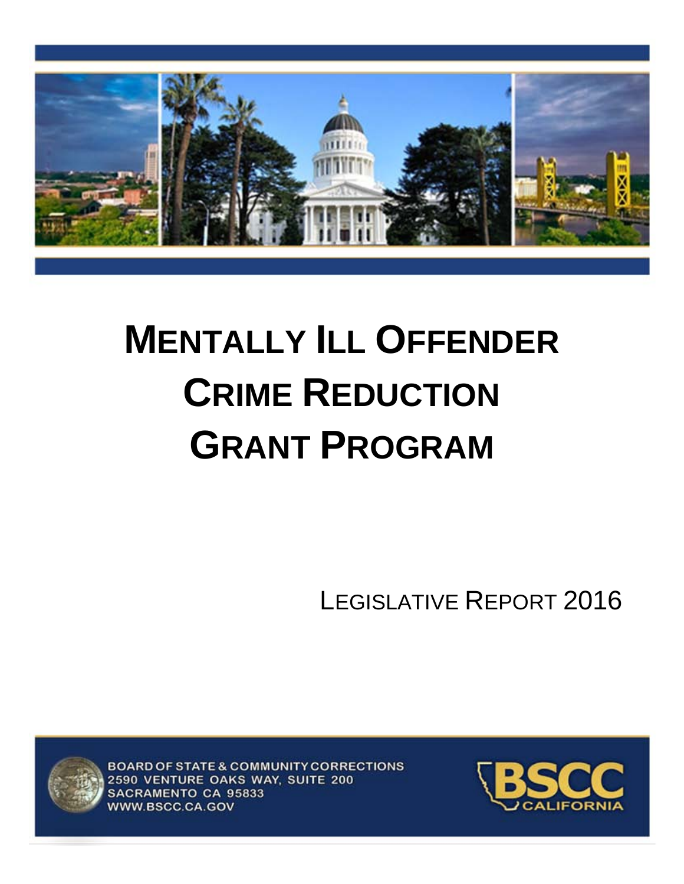# MENTALLY ILL OFFENDER CRIME REDUCTION GRANT PROGRAM

LEGISLATIVE REPORT 2016

BOARD OF STATE & COMMUNITY CORRECTIONS
2590 VENTURE OAKS WAY, SUITE 200
SACRAMENTO CA 95833
WWW.BSCC.CA.GOV

BSCC CALIFORNIA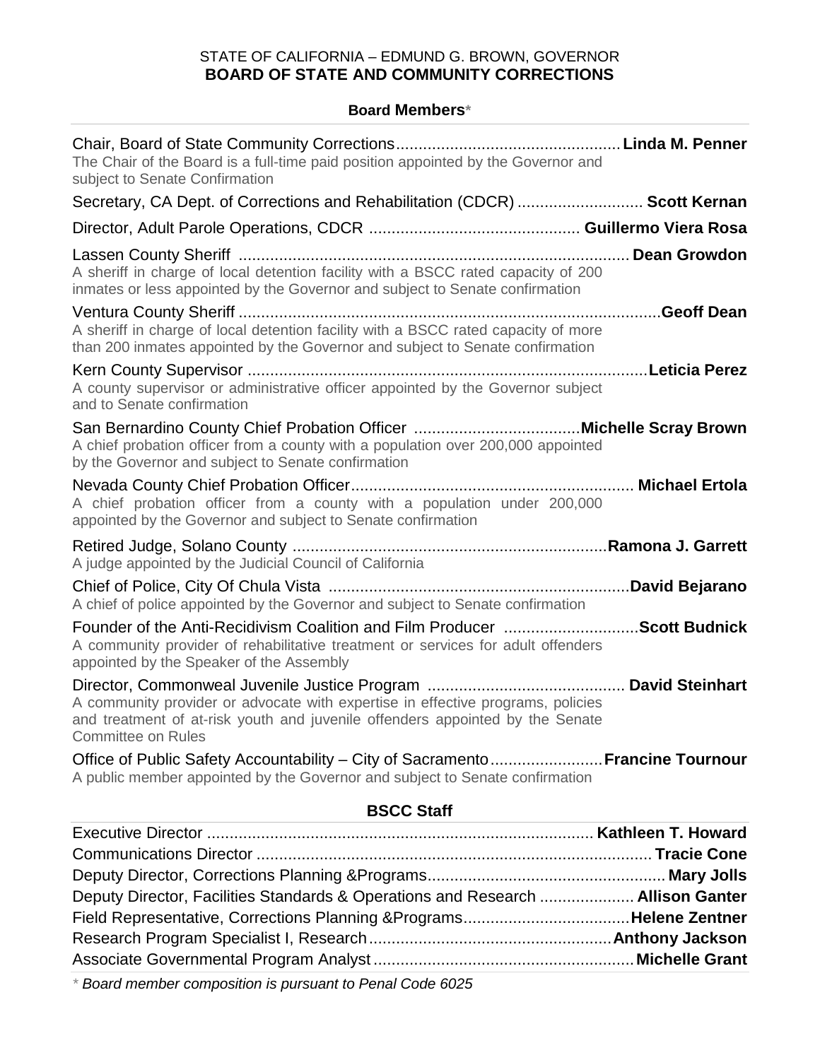STATE OF CALIFORNIA – EDMUND G. BROWN, GOVERNOR

**BOARD OF STATE AND COMMUNITY CORRECTIONS**

### Board Members*

Chair, Board of State Community Corrections .................................................. **Linda M. Penner**
The Chair of the Board is a full-time paid position appointed by the Governor and subject to Senate Confirmation

Secretary, CA Dept. of Corrections and Rehabilitation (CDCR) ............................ **Scott Kernan**

Director, Adult Parole Operations, CDCR ............................................... **Guillermo Viera Rosa**

Lassen County Sheriff ....................................................................................... **Dean Growdon**
A sheriff in charge of local detention facility with a BSCC rated capacity of 200 inmates or less appointed by the Governor and subject to Senate confirmation

Ventura County Sheriff ..............................................................................................**Geoff Dean**
A sheriff in charge of local detention facility with a BSCC rated capacity of more than 200 inmates appointed by the Governor and subject to Senate confirmation

Kern County Supervisor ..........................................................................................**Leticia Perez**
A county supervisor or administrative officer appointed by the Governor subject and to Senate confirmation

San Bernardino County Chief Probation Officer .....................................**Michelle Scray Brown**
A chief probation officer from a county with a population over 200,000 appointed by the Governor and subject to Senate confirmation

Nevada County Chief Probation Officer............................................................... **Michael Ertola**
A chief probation officer from a county with a population under 200,000 appointed by the Governor and subject to Senate confirmation

Retired Judge, Solano County ......................................................................**Ramona J. Garrett**
A judge appointed by the Judicial Council of California

Chief of Police, City Of Chula Vista ...................................................................**David Bejarano**
A chief of police appointed by the Governor and subject to Senate confirmation

Founder of the Anti-Recidivism Coalition and Film Producer ..............................**Scott Budnick**
A community provider of rehabilitative treatment or services for adult offenders appointed by the Speaker of the Assembly

Director, Commonweal Juvenile Justice Program ............................................ **David Steinhart**
A community provider or advocate with expertise in effective programs, policies and treatment of at-risk youth and juvenile offenders appointed by the Senate Committee on Rules

Office of Public Safety Accountability – City of Sacramento.........................**Francine Tournour**
A public member appointed by the Governor and subject to Senate confirmation

### BSCC Staff

Executive Director ....................................................................................... **Kathleen T. Howard**

Communications Director ......................................................................................... **Tracie Cone**

Deputy Director, Corrections Planning &Programs..................................................... **Mary Jolls**

Deputy Director, Facilities Standards & Operations and Research ..................... **Allison Ganter**

Field Representative, Corrections Planning &Programs.....................................**Helene Zentner**

Research Program Specialist I, Research......................................................**Anthony Jackson**

Associate Governmental Program Analyst ..........................................................**Michelle Grant**

*\* Board member composition is pursuant to Penal Code 6025*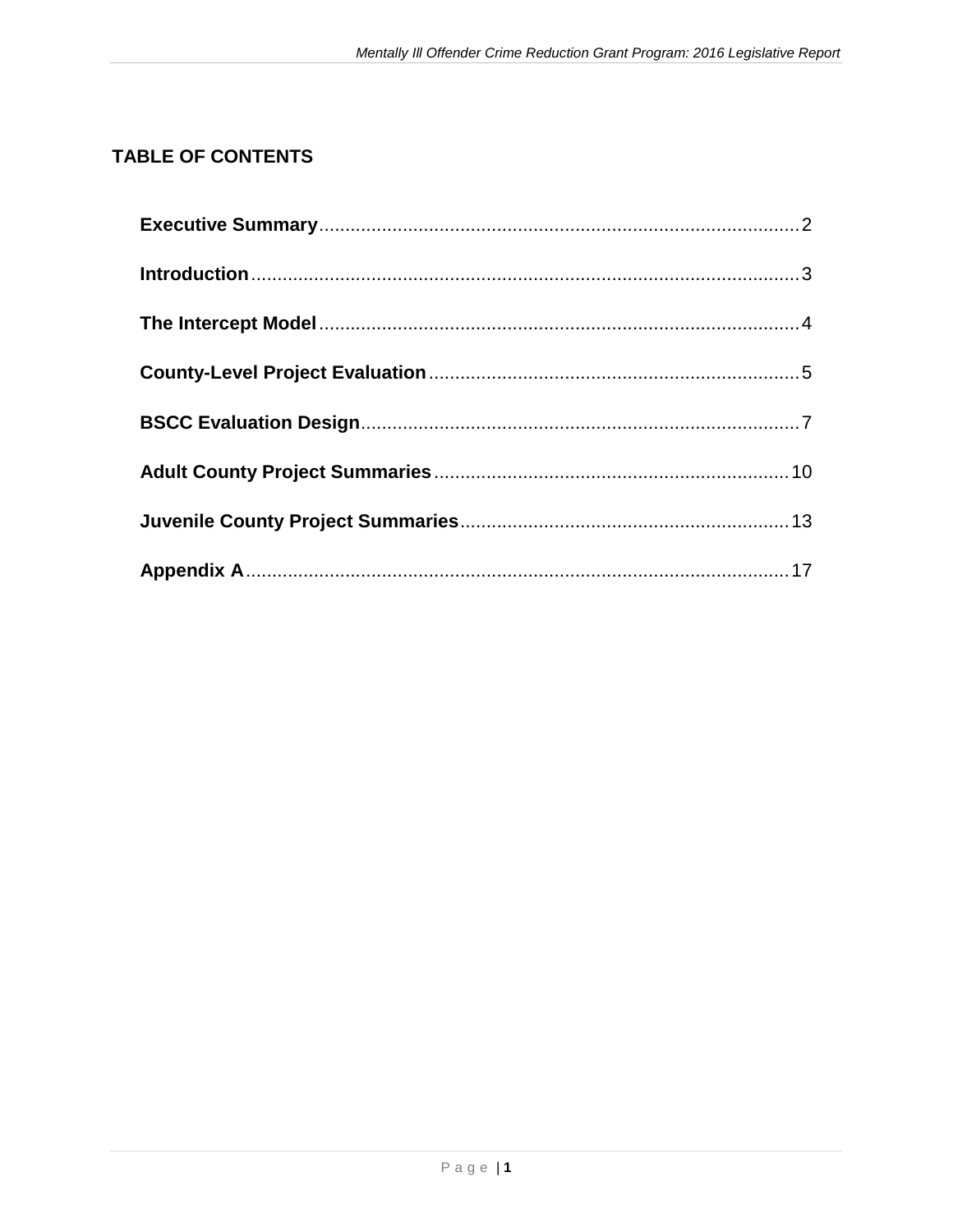## TABLE OF CONTENTS

**Executive Summary** .......... 2

**Introduction** .......... 3

**The Intercept Model** .......... 4

**County-Level Project Evaluation** .......... 5

**BSCC Evaluation Design** .......... 7

**Adult County Project Summaries** .......... 10

**Juvenile County Project Summaries** .......... 13

**Appendix A** .......... 17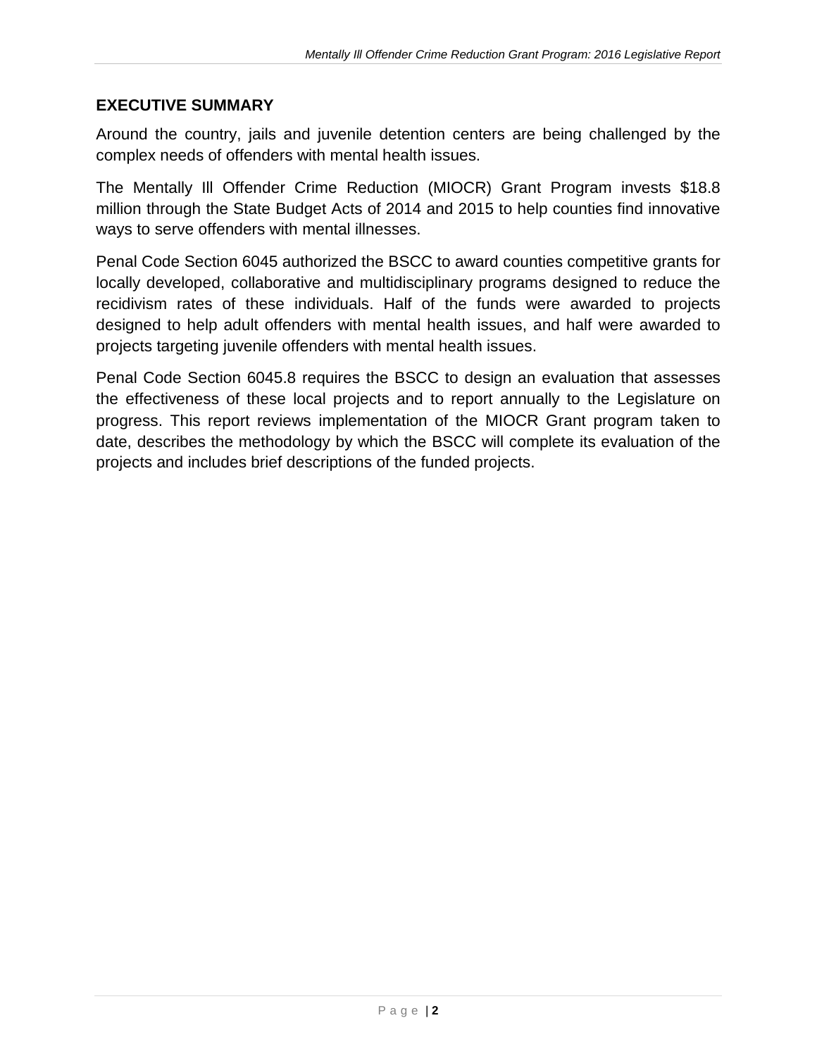## EXECUTIVE SUMMARY

Around the country, jails and juvenile detention centers are being challenged by the complex needs of offenders with mental health issues.

The Mentally Ill Offender Crime Reduction (MIOCR) Grant Program invests $18.8 million through the State Budget Acts of 2014 and 2015 to help counties find innovative ways to serve offenders with mental illnesses.

Penal Code Section 6045 authorized the BSCC to award counties competitive grants for locally developed, collaborative and multidisciplinary programs designed to reduce the recidivism rates of these individuals. Half of the funds were awarded to projects designed to help adult offenders with mental health issues, and half were awarded to projects targeting juvenile offenders with mental health issues.

Penal Code Section 6045.8 requires the BSCC to design an evaluation that assesses the effectiveness of these local projects and to report annually to the Legislature on progress. This report reviews implementation of the MIOCR Grant program taken to date, describes the methodology by which the BSCC will complete its evaluation of the projects and includes brief descriptions of the funded projects.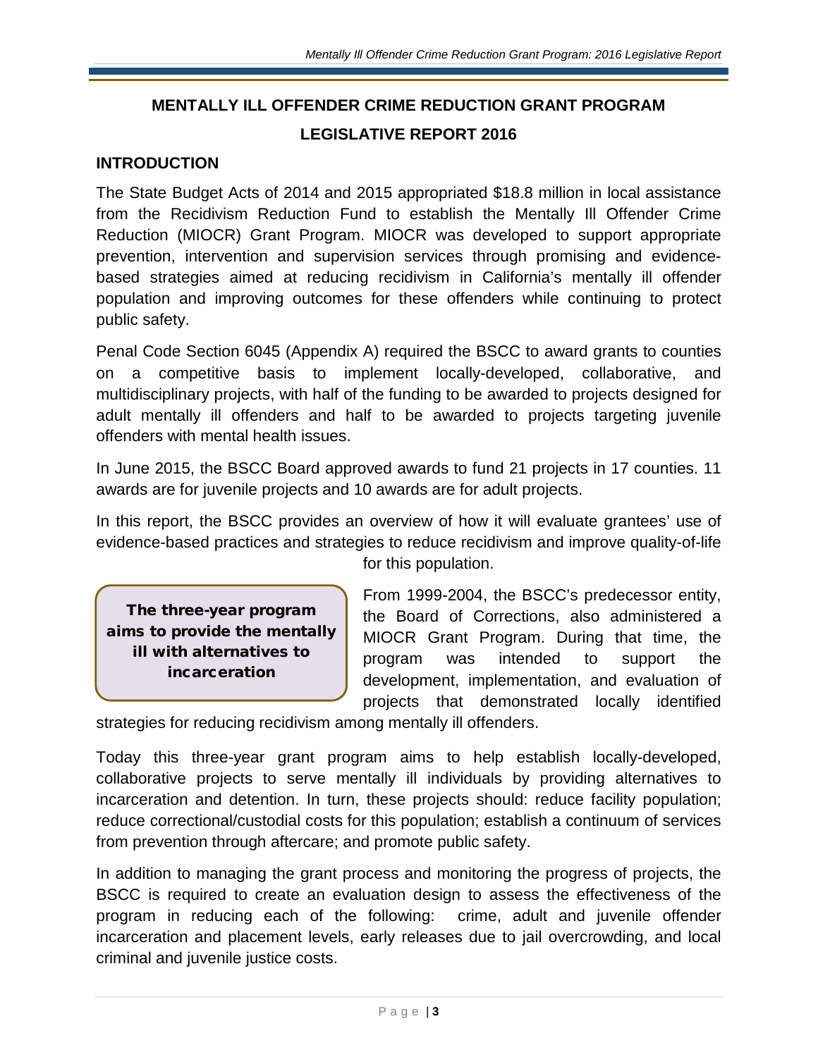# MENTALLY ILL OFFENDER CRIME REDUCTION GRANT PROGRAM

## LEGISLATIVE REPORT 2016

### INTRODUCTION

The State Budget Acts of 2014 and 2015 appropriated $18.8 million in local assistance from the Recidivism Reduction Fund to establish the Mentally Ill Offender Crime Reduction (MIOCR) Grant Program. MIOCR was developed to support appropriate prevention, intervention and supervision services through promising and evidence-based strategies aimed at reducing recidivism in California's mentally ill offender population and improving outcomes for these offenders while continuing to protect public safety.

Penal Code Section 6045 (Appendix A) required the BSCC to award grants to counties on a competitive basis to implement locally-developed, collaborative, and multidisciplinary projects, with half of the funding to be awarded to projects designed for adult mentally ill offenders and half to be awarded to projects targeting juvenile offenders with mental health issues.

In June 2015, the BSCC Board approved awards to fund 21 projects in 17 counties. 11 awards are for juvenile projects and 10 awards are for adult projects.

In this report, the BSCC provides an overview of how it will evaluate grantees' use of evidence-based practices and strategies to reduce recidivism and improve quality-of-life for this population.

**The three-year program aims to provide the mentally ill with alternatives to incarceration**

From 1999-2004, the BSCC's predecessor entity, the Board of Corrections, also administered a MIOCR Grant Program. During that time, the program was intended to support the development, implementation, and evaluation of projects that demonstrated locally identified strategies for reducing recidivism among mentally ill offenders.

Today this three-year grant program aims to help establish locally-developed, collaborative projects to serve mentally ill individuals by providing alternatives to incarceration and detention. In turn, these projects should: reduce facility population; reduce correctional/custodial costs for this population; establish a continuum of services from prevention through aftercare; and promote public safety.

In addition to managing the grant process and monitoring the progress of projects, the BSCC is required to create an evaluation design to assess the effectiveness of the program in reducing each of the following: crime, adult and juvenile offender incarceration and placement levels, early releases due to jail overcrowding, and local criminal and juvenile justice costs.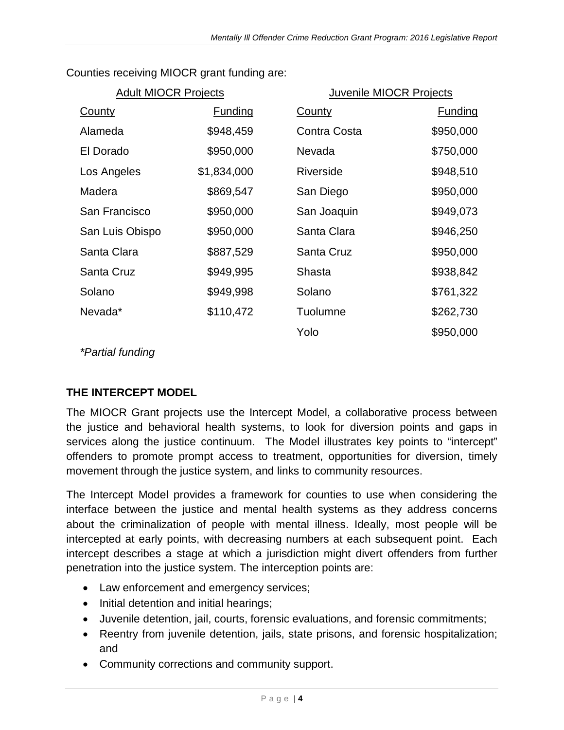Counties receiving MIOCR grant funding are:

| Adult MIOCR Projects | | Juvenile MIOCR Projects | |
|---|---|---|---|
| County | Funding | County | Funding |
| Alameda | $948,459 | Contra Costa | $950,000 |
| El Dorado | $950,000 | Nevada | $750,000 |
| Los Angeles | $1,834,000 | Riverside | $948,510 |
| Madera | $869,547 | San Diego | $950,000 |
| San Francisco | $950,000 | San Joaquin | $949,073 |
| San Luis Obispo | $950,000 | Santa Clara | $946,250 |
| Santa Clara | $887,529 | Santa Cruz | $950,000 |
| Santa Cruz | $949,995 | Shasta | $938,842 |
| Solano | $949,998 | Solano | $761,322 |
| Nevada* | $110,472 | Tuolumne | $262,730 |
| | | Yolo | $950,000 |

*Partial funding*

## THE INTERCEPT MODEL

The MIOCR Grant projects use the Intercept Model, a collaborative process between the justice and behavioral health systems, to look for diversion points and gaps in services along the justice continuum. The Model illustrates key points to "intercept" offenders to promote prompt access to treatment, opportunities for diversion, timely movement through the justice system, and links to community resources.

The Intercept Model provides a framework for counties to use when considering the interface between the justice and mental health systems as they address concerns about the criminalization of people with mental illness. Ideally, most people will be intercepted at early points, with decreasing numbers at each subsequent point. Each intercept describes a stage at which a jurisdiction might divert offenders from further penetration into the justice system. The interception points are:

- Law enforcement and emergency services;
- Initial detention and initial hearings;
- Juvenile detention, jail, courts, forensic evaluations, and forensic commitments;
- Reentry from juvenile detention, jails, state prisons, and forensic hospitalization; and
- Community corrections and community support.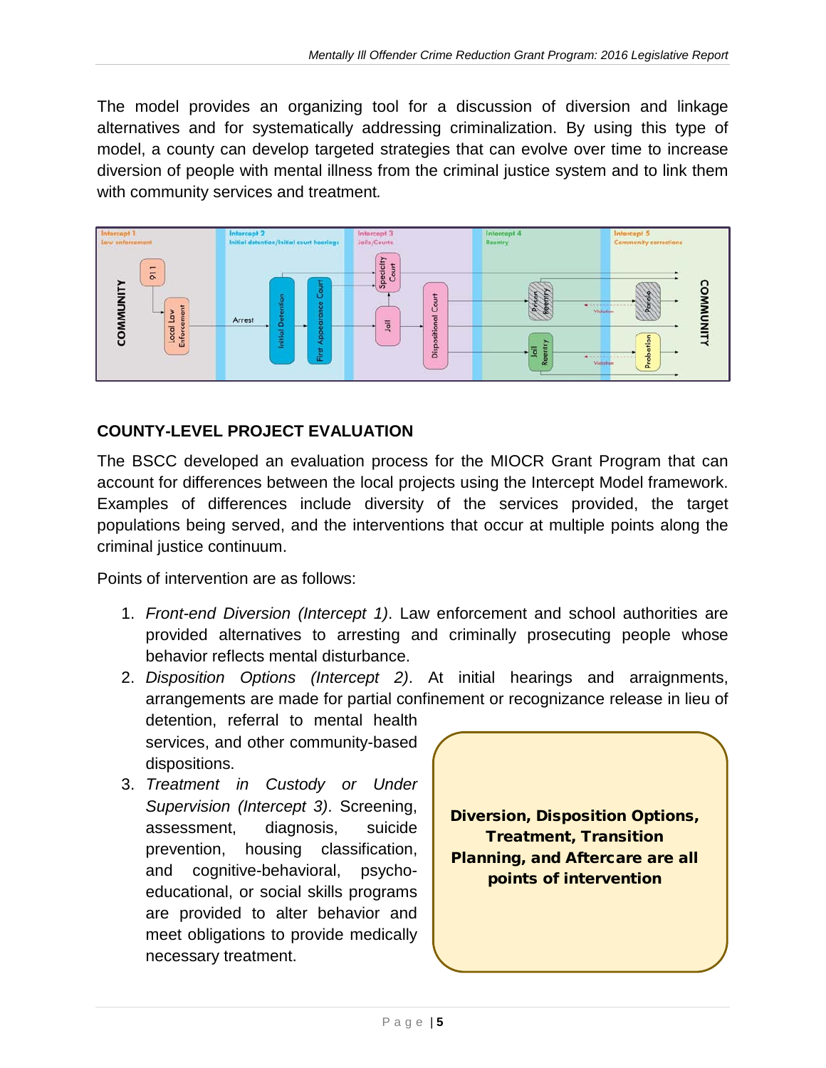The model provides an organizing tool for a discussion of diversion and linkage alternatives and for systematically addressing criminalization. By using this type of model, a county can develop targeted strategies that can evolve over time to increase diversion of people with mental illness from the criminal justice system and to link them with community services and treatment.

## COUNTY-LEVEL PROJECT EVALUATION

The BSCC developed an evaluation process for the MIOCR Grant Program that can account for differences between the local projects using the Intercept Model framework. Examples of differences include diversity of the services provided, the target populations being served, and the interventions that occur at multiple points along the criminal justice continuum.

Points of intervention are as follows:

1. *Front-end Diversion (Intercept 1)*. Law enforcement and school authorities are provided alternatives to arresting and criminally prosecuting people whose behavior reflects mental disturbance.
2. *Disposition Options (Intercept 2)*. At initial hearings and arraignments, arrangements are made for partial confinement or recognizance release in lieu of detention, referral to mental health services, and other community-based dispositions.
3. *Treatment in Custody or Under Supervision (Intercept 3)*. Screening, assessment, diagnosis, suicide prevention, housing classification, and cognitive-behavioral, psycho-educational, or social skills programs are provided to alter behavior and meet obligations to provide medically necessary treatment.

**Diversion, Disposition Options, Treatment, Transition Planning, and Aftercare are all points of intervention**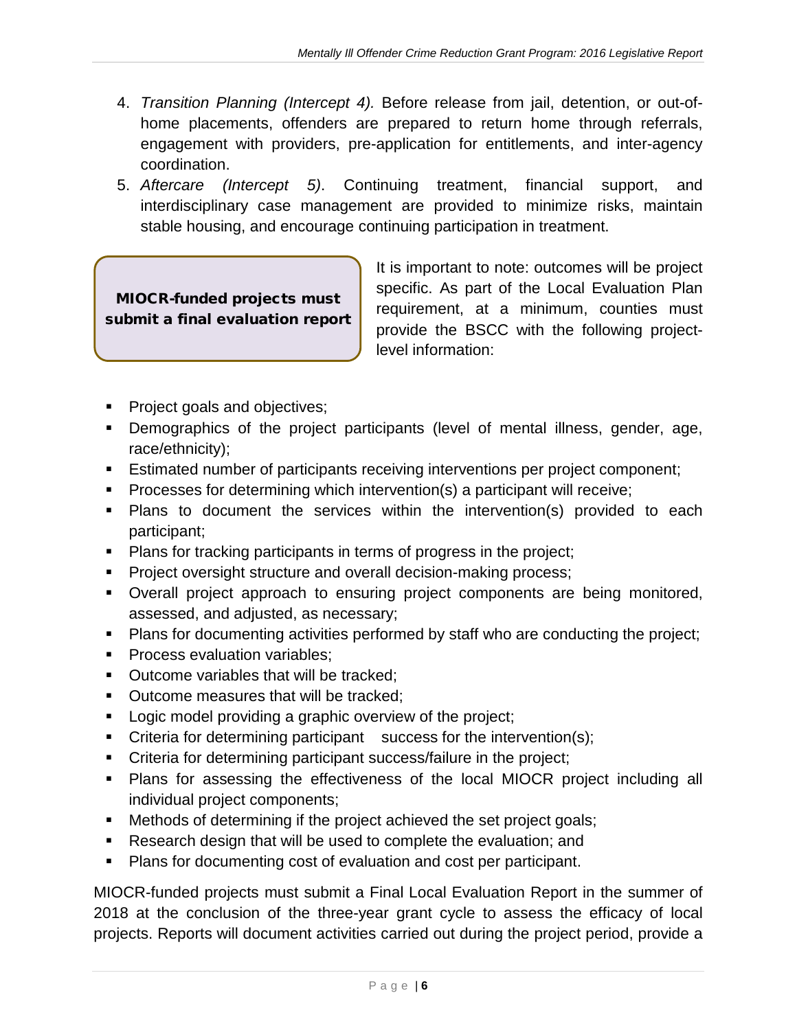4. *Transition Planning (Intercept 4).* Before release from jail, detention, or out-of-home placements, offenders are prepared to return home through referrals, engagement with providers, pre-application for entitlements, and inter-agency coordination.
5. *Aftercare (Intercept 5)*. Continuing treatment, financial support, and interdisciplinary case management are provided to minimize risks, maintain stable housing, and encourage continuing participation in treatment.

> **MIOCR-funded projects must submit a final evaluation report**

It is important to note: outcomes will be project specific. As part of the Local Evaluation Plan requirement, at a minimum, counties must provide the BSCC with the following project-level information:

- Project goals and objectives;
- Demographics of the project participants (level of mental illness, gender, age, race/ethnicity);
- Estimated number of participants receiving interventions per project component;
- Processes for determining which intervention(s) a participant will receive;
- Plans to document the services within the intervention(s) provided to each participant;
- Plans for tracking participants in terms of progress in the project;
- Project oversight structure and overall decision-making process;
- Overall project approach to ensuring project components are being monitored, assessed, and adjusted, as necessary;
- Plans for documenting activities performed by staff who are conducting the project;
- Process evaluation variables;
- Outcome variables that will be tracked;
- Outcome measures that will be tracked;
- Logic model providing a graphic overview of the project;
- Criteria for determining participant success for the intervention(s);
- Criteria for determining participant success/failure in the project;
- Plans for assessing the effectiveness of the local MIOCR project including all individual project components;
- Methods of determining if the project achieved the set project goals;
- Research design that will be used to complete the evaluation; and
- Plans for documenting cost of evaluation and cost per participant.

MIOCR-funded projects must submit a Final Local Evaluation Report in the summer of 2018 at the conclusion of the three-year grant cycle to assess the efficacy of local projects. Reports will document activities carried out during the project period, provide a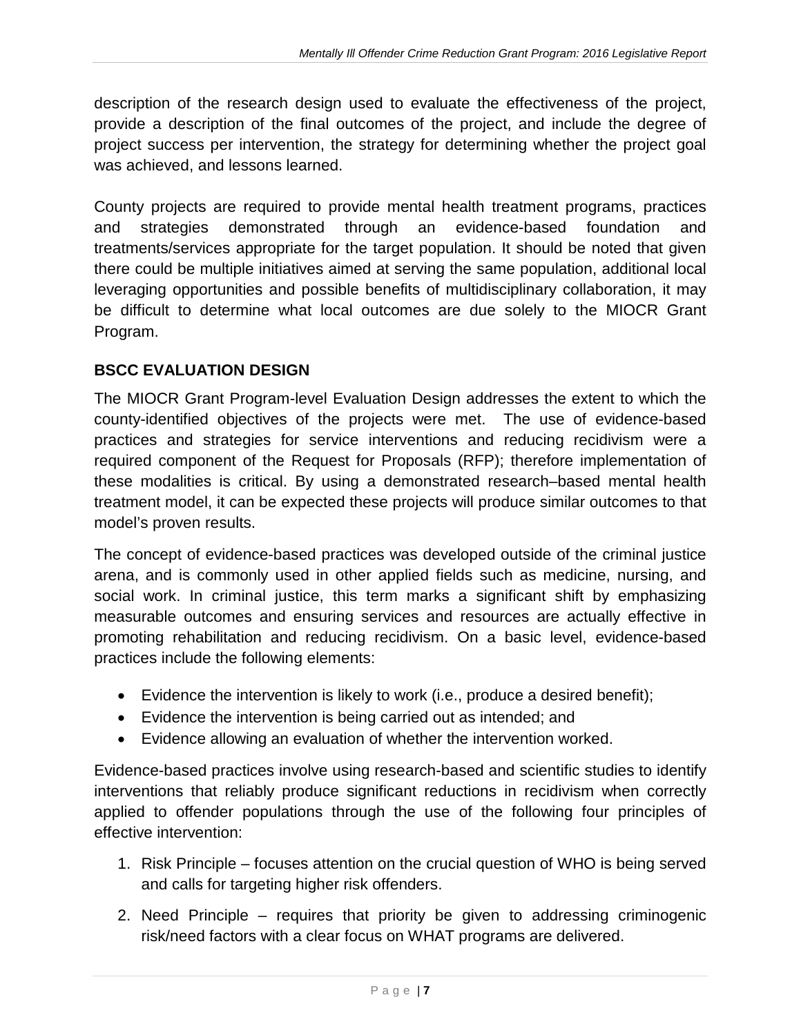description of the research design used to evaluate the effectiveness of the project, provide a description of the final outcomes of the project, and include the degree of project success per intervention, the strategy for determining whether the project goal was achieved, and lessons learned.

County projects are required to provide mental health treatment programs, practices and strategies demonstrated through an evidence-based foundation and treatments/services appropriate for the target population. It should be noted that given there could be multiple initiatives aimed at serving the same population, additional local leveraging opportunities and possible benefits of multidisciplinary collaboration, it may be difficult to determine what local outcomes are due solely to the MIOCR Grant Program.

### BSCC EVALUATION DESIGN

The MIOCR Grant Program-level Evaluation Design addresses the extent to which the county-identified objectives of the projects were met. The use of evidence-based practices and strategies for service interventions and reducing recidivism were a required component of the Request for Proposals (RFP); therefore implementation of these modalities is critical. By using a demonstrated research–based mental health treatment model, it can be expected these projects will produce similar outcomes to that model's proven results.

The concept of evidence-based practices was developed outside of the criminal justice arena, and is commonly used in other applied fields such as medicine, nursing, and social work. In criminal justice, this term marks a significant shift by emphasizing measurable outcomes and ensuring services and resources are actually effective in promoting rehabilitation and reducing recidivism. On a basic level, evidence-based practices include the following elements:

- Evidence the intervention is likely to work (i.e., produce a desired benefit);
- Evidence the intervention is being carried out as intended; and
- Evidence allowing an evaluation of whether the intervention worked.

Evidence-based practices involve using research-based and scientific studies to identify interventions that reliably produce significant reductions in recidivism when correctly applied to offender populations through the use of the following four principles of effective intervention:

1. Risk Principle – focuses attention on the crucial question of WHO is being served and calls for targeting higher risk offenders.
2. Need Principle – requires that priority be given to addressing criminogenic risk/need factors with a clear focus on WHAT programs are delivered.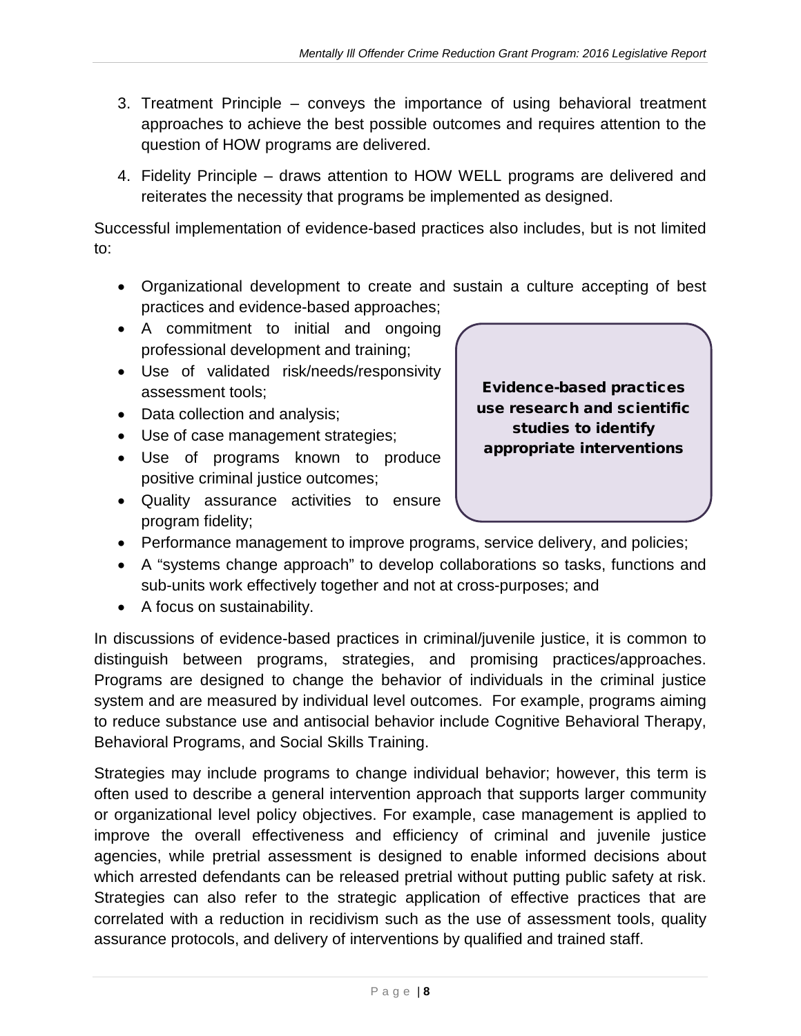3. Treatment Principle – conveys the importance of using behavioral treatment approaches to achieve the best possible outcomes and requires attention to the question of HOW programs are delivered.
4. Fidelity Principle – draws attention to HOW WELL programs are delivered and reiterates the necessity that programs be implemented as designed.

Successful implementation of evidence-based practices also includes, but is not limited to:

- Organizational development to create and sustain a culture accepting of best practices and evidence-based approaches;
- A commitment to initial and ongoing professional development and training;
- Use of validated risk/needs/responsivity assessment tools;
- Data collection and analysis;
- Use of case management strategies;
- Use of programs known to produce positive criminal justice outcomes;
- Quality assurance activities to ensure program fidelity;
- Performance management to improve programs, service delivery, and policies;
- A "systems change approach" to develop collaborations so tasks, functions and sub-units work effectively together and not at cross-purposes; and
- A focus on sustainability.

**Evidence-based practices use research and scientific studies to identify appropriate interventions**

In discussions of evidence-based practices in criminal/juvenile justice, it is common to distinguish between programs, strategies, and promising practices/approaches. Programs are designed to change the behavior of individuals in the criminal justice system and are measured by individual level outcomes. For example, programs aiming to reduce substance use and antisocial behavior include Cognitive Behavioral Therapy, Behavioral Programs, and Social Skills Training.

Strategies may include programs to change individual behavior; however, this term is often used to describe a general intervention approach that supports larger community or organizational level policy objectives. For example, case management is applied to improve the overall effectiveness and efficiency of criminal and juvenile justice agencies, while pretrial assessment is designed to enable informed decisions about which arrested defendants can be released pretrial without putting public safety at risk. Strategies can also refer to the strategic application of effective practices that are correlated with a reduction in recidivism such as the use of assessment tools, quality assurance protocols, and delivery of interventions by qualified and trained staff.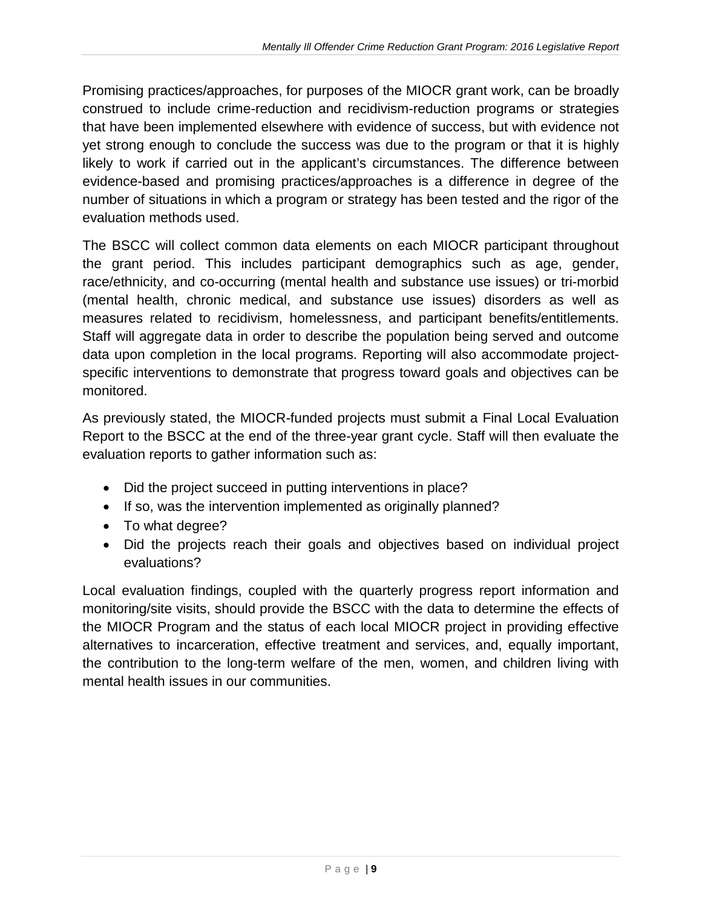Promising practices/approaches, for purposes of the MIOCR grant work, can be broadly construed to include crime-reduction and recidivism-reduction programs or strategies that have been implemented elsewhere with evidence of success, but with evidence not yet strong enough to conclude the success was due to the program or that it is highly likely to work if carried out in the applicant's circumstances. The difference between evidence-based and promising practices/approaches is a difference in degree of the number of situations in which a program or strategy has been tested and the rigor of the evaluation methods used.

The BSCC will collect common data elements on each MIOCR participant throughout the grant period. This includes participant demographics such as age, gender, race/ethnicity, and co-occurring (mental health and substance use issues) or tri-morbid (mental health, chronic medical, and substance use issues) disorders as well as measures related to recidivism, homelessness, and participant benefits/entitlements. Staff will aggregate data in order to describe the population being served and outcome data upon completion in the local programs. Reporting will also accommodate project-specific interventions to demonstrate that progress toward goals and objectives can be monitored.

As previously stated, the MIOCR-funded projects must submit a Final Local Evaluation Report to the BSCC at the end of the three-year grant cycle. Staff will then evaluate the evaluation reports to gather information such as:

- Did the project succeed in putting interventions in place?
- If so, was the intervention implemented as originally planned?
- To what degree?
- Did the projects reach their goals and objectives based on individual project evaluations?

Local evaluation findings, coupled with the quarterly progress report information and monitoring/site visits, should provide the BSCC with the data to determine the effects of the MIOCR Program and the status of each local MIOCR project in providing effective alternatives to incarceration, effective treatment and services, and, equally important, the contribution to the long-term welfare of the men, women, and children living with mental health issues in our communities.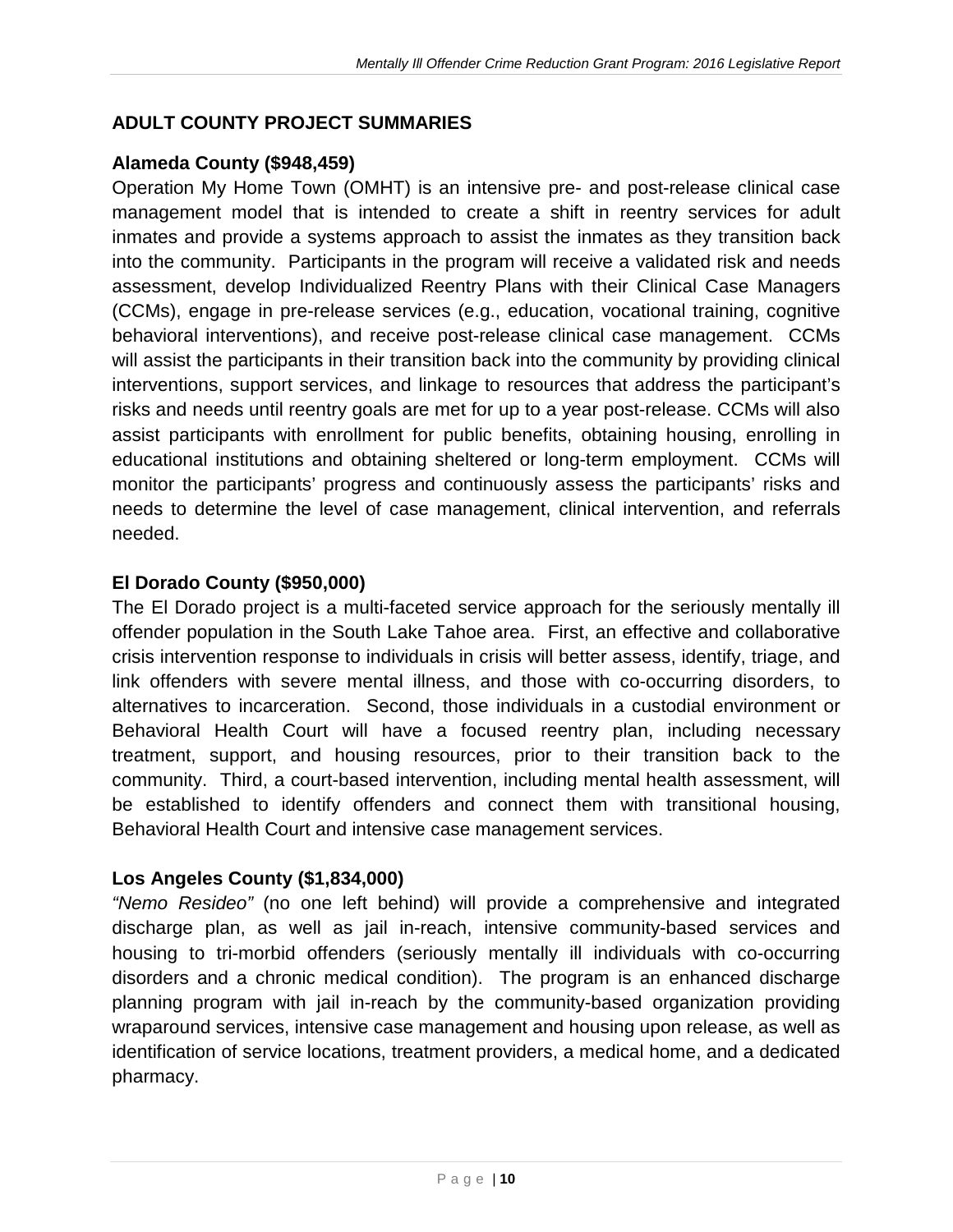## ADULT COUNTY PROJECT SUMMARIES

### Alameda County ($948,459)

Operation My Home Town (OMHT) is an intensive pre- and post-release clinical case management model that is intended to create a shift in reentry services for adult inmates and provide a systems approach to assist the inmates as they transition back into the community. Participants in the program will receive a validated risk and needs assessment, develop Individualized Reentry Plans with their Clinical Case Managers (CCMs), engage in pre-release services (e.g., education, vocational training, cognitive behavioral interventions), and receive post-release clinical case management. CCMs will assist the participants in their transition back into the community by providing clinical interventions, support services, and linkage to resources that address the participant's risks and needs until reentry goals are met for up to a year post-release. CCMs will also assist participants with enrollment for public benefits, obtaining housing, enrolling in educational institutions and obtaining sheltered or long-term employment. CCMs will monitor the participants' progress and continuously assess the participants' risks and needs to determine the level of case management, clinical intervention, and referrals needed.

### El Dorado County ($950,000)

The El Dorado project is a multi-faceted service approach for the seriously mentally ill offender population in the South Lake Tahoe area. First, an effective and collaborative crisis intervention response to individuals in crisis will better assess, identify, triage, and link offenders with severe mental illness, and those with co-occurring disorders, to alternatives to incarceration. Second, those individuals in a custodial environment or Behavioral Health Court will have a focused reentry plan, including necessary treatment, support, and housing resources, prior to their transition back to the community. Third, a court-based intervention, including mental health assessment, will be established to identify offenders and connect them with transitional housing, Behavioral Health Court and intensive case management services.

### Los Angeles County ($1,834,000)

*"Nemo Resideo"* (no one left behind) will provide a comprehensive and integrated discharge plan, as well as jail in-reach, intensive community-based services and housing to tri-morbid offenders (seriously mentally ill individuals with co-occurring disorders and a chronic medical condition). The program is an enhanced discharge planning program with jail in-reach by the community-based organization providing wraparound services, intensive case management and housing upon release, as well as identification of service locations, treatment providers, a medical home, and a dedicated pharmacy.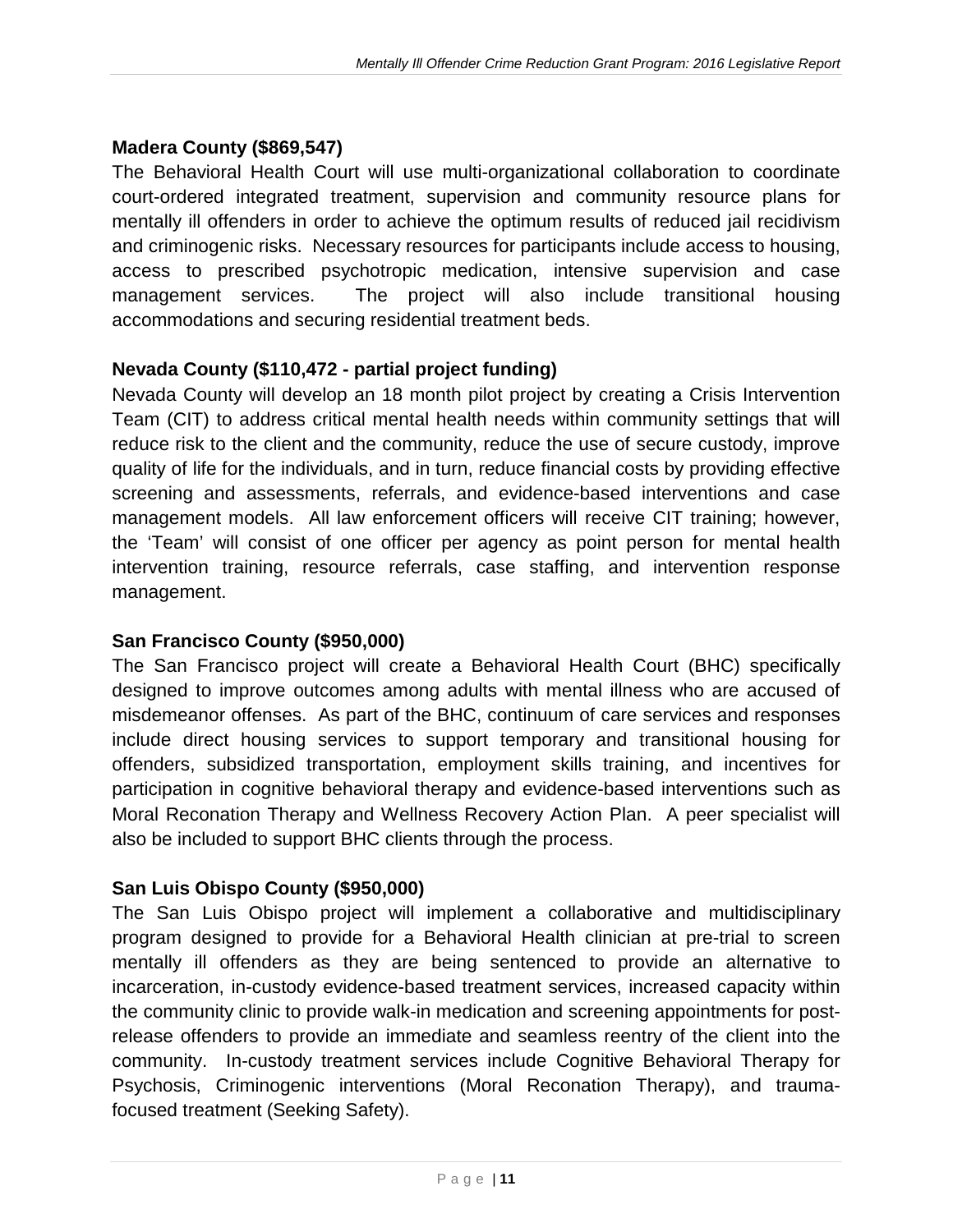**Madera County ($869,547)**

The Behavioral Health Court will use multi-organizational collaboration to coordinate court-ordered integrated treatment, supervision and community resource plans for mentally ill offenders in order to achieve the optimum results of reduced jail recidivism and criminogenic risks. Necessary resources for participants include access to housing, access to prescribed psychotropic medication, intensive supervision and case management services. The project will also include transitional housing accommodations and securing residential treatment beds.

**Nevada County ($110,472 - partial project funding)**

Nevada County will develop an 18 month pilot project by creating a Crisis Intervention Team (CIT) to address critical mental health needs within community settings that will reduce risk to the client and the community, reduce the use of secure custody, improve quality of life for the individuals, and in turn, reduce financial costs by providing effective screening and assessments, referrals, and evidence-based interventions and case management models. All law enforcement officers will receive CIT training; however, the 'Team' will consist of one officer per agency as point person for mental health intervention training, resource referrals, case staffing, and intervention response management.

**San Francisco County ($950,000)**

The San Francisco project will create a Behavioral Health Court (BHC) specifically designed to improve outcomes among adults with mental illness who are accused of misdemeanor offenses. As part of the BHC, continuum of care services and responses include direct housing services to support temporary and transitional housing for offenders, subsidized transportation, employment skills training, and incentives for participation in cognitive behavioral therapy and evidence-based interventions such as Moral Reconation Therapy and Wellness Recovery Action Plan. A peer specialist will also be included to support BHC clients through the process.

**San Luis Obispo County ($950,000)**

The San Luis Obispo project will implement a collaborative and multidisciplinary program designed to provide for a Behavioral Health clinician at pre-trial to screen mentally ill offenders as they are being sentenced to provide an alternative to incarceration, in-custody evidence-based treatment services, increased capacity within the community clinic to provide walk-in medication and screening appointments for post-release offenders to provide an immediate and seamless reentry of the client into the community. In-custody treatment services include Cognitive Behavioral Therapy for Psychosis, Criminogenic interventions (Moral Reconation Therapy), and trauma-focused treatment (Seeking Safety).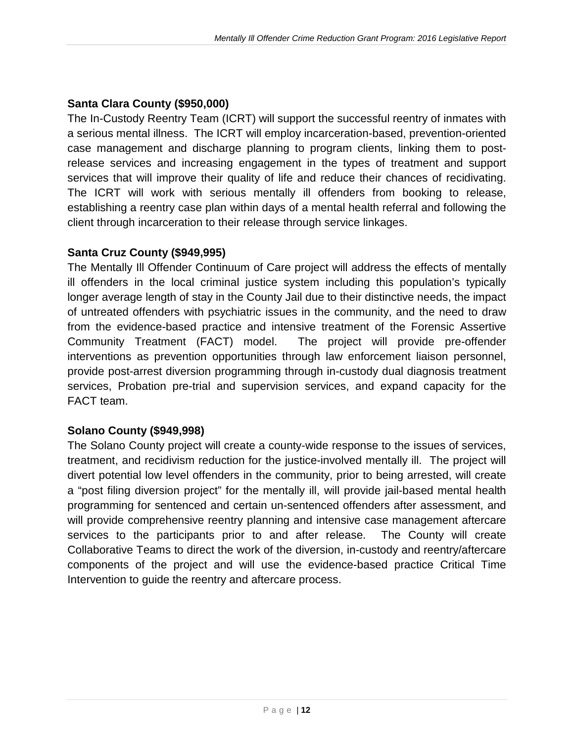**Santa Clara County ($950,000)**

The In-Custody Reentry Team (ICRT) will support the successful reentry of inmates with a serious mental illness. The ICRT will employ incarceration-based, prevention-oriented case management and discharge planning to program clients, linking them to post-release services and increasing engagement in the types of treatment and support services that will improve their quality of life and reduce their chances of recidivating. The ICRT will work with serious mentally ill offenders from booking to release, establishing a reentry case plan within days of a mental health referral and following the client through incarceration to their release through service linkages.

**Santa Cruz County ($949,995)**

The Mentally Ill Offender Continuum of Care project will address the effects of mentally ill offenders in the local criminal justice system including this population's typically longer average length of stay in the County Jail due to their distinctive needs, the impact of untreated offenders with psychiatric issues in the community, and the need to draw from the evidence-based practice and intensive treatment of the Forensic Assertive Community Treatment (FACT) model. The project will provide pre-offender interventions as prevention opportunities through law enforcement liaison personnel, provide post-arrest diversion programming through in-custody dual diagnosis treatment services, Probation pre-trial and supervision services, and expand capacity for the FACT team.

**Solano County ($949,998)**

The Solano County project will create a county-wide response to the issues of services, treatment, and recidivism reduction for the justice-involved mentally ill. The project will divert potential low level offenders in the community, prior to being arrested, will create a "post filing diversion project" for the mentally ill, will provide jail-based mental health programming for sentenced and certain un-sentenced offenders after assessment, and will provide comprehensive reentry planning and intensive case management aftercare services to the participants prior to and after release. The County will create Collaborative Teams to direct the work of the diversion, in-custody and reentry/aftercare components of the project and will use the evidence-based practice Critical Time Intervention to guide the reentry and aftercare process.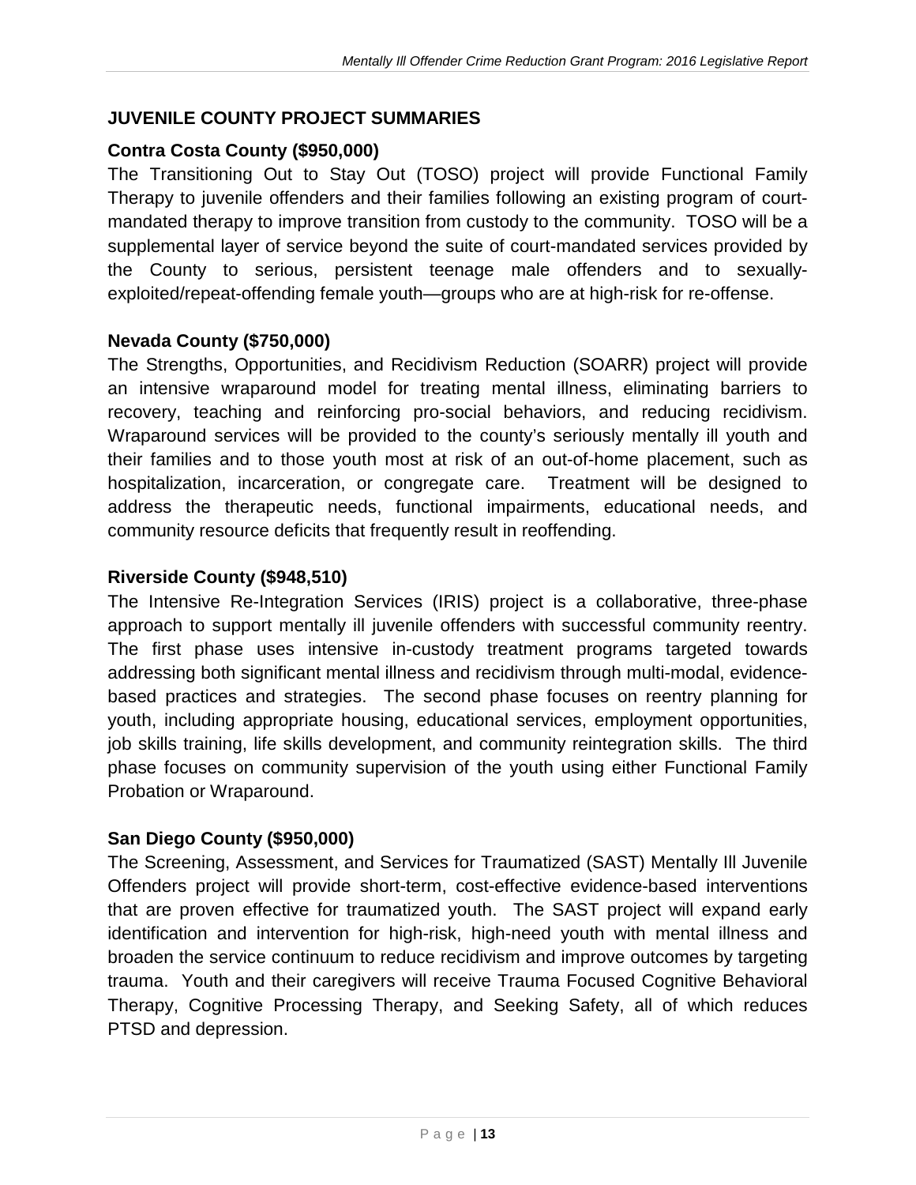## JUVENILE COUNTY PROJECT SUMMARIES

### Contra Costa County ($950,000)

The Transitioning Out to Stay Out (TOSO) project will provide Functional Family Therapy to juvenile offenders and their families following an existing program of court-mandated therapy to improve transition from custody to the community. TOSO will be a supplemental layer of service beyond the suite of court-mandated services provided by the County to serious, persistent teenage male offenders and to sexually-exploited/repeat-offending female youth—groups who are at high-risk for re-offense.

### Nevada County ($750,000)

The Strengths, Opportunities, and Recidivism Reduction (SOARR) project will provide an intensive wraparound model for treating mental illness, eliminating barriers to recovery, teaching and reinforcing pro-social behaviors, and reducing recidivism. Wraparound services will be provided to the county's seriously mentally ill youth and their families and to those youth most at risk of an out-of-home placement, such as hospitalization, incarceration, or congregate care. Treatment will be designed to address the therapeutic needs, functional impairments, educational needs, and community resource deficits that frequently result in reoffending.

### Riverside County ($948,510)

The Intensive Re-Integration Services (IRIS) project is a collaborative, three-phase approach to support mentally ill juvenile offenders with successful community reentry. The first phase uses intensive in-custody treatment programs targeted towards addressing both significant mental illness and recidivism through multi-modal, evidence-based practices and strategies. The second phase focuses on reentry planning for youth, including appropriate housing, educational services, employment opportunities, job skills training, life skills development, and community reintegration skills. The third phase focuses on community supervision of the youth using either Functional Family Probation or Wraparound.

### San Diego County ($950,000)

The Screening, Assessment, and Services for Traumatized (SAST) Mentally Ill Juvenile Offenders project will provide short-term, cost-effective evidence-based interventions that are proven effective for traumatized youth. The SAST project will expand early identification and intervention for high-risk, high-need youth with mental illness and broaden the service continuum to reduce recidivism and improve outcomes by targeting trauma. Youth and their caregivers will receive Trauma Focused Cognitive Behavioral Therapy, Cognitive Processing Therapy, and Seeking Safety, all of which reduces PTSD and depression.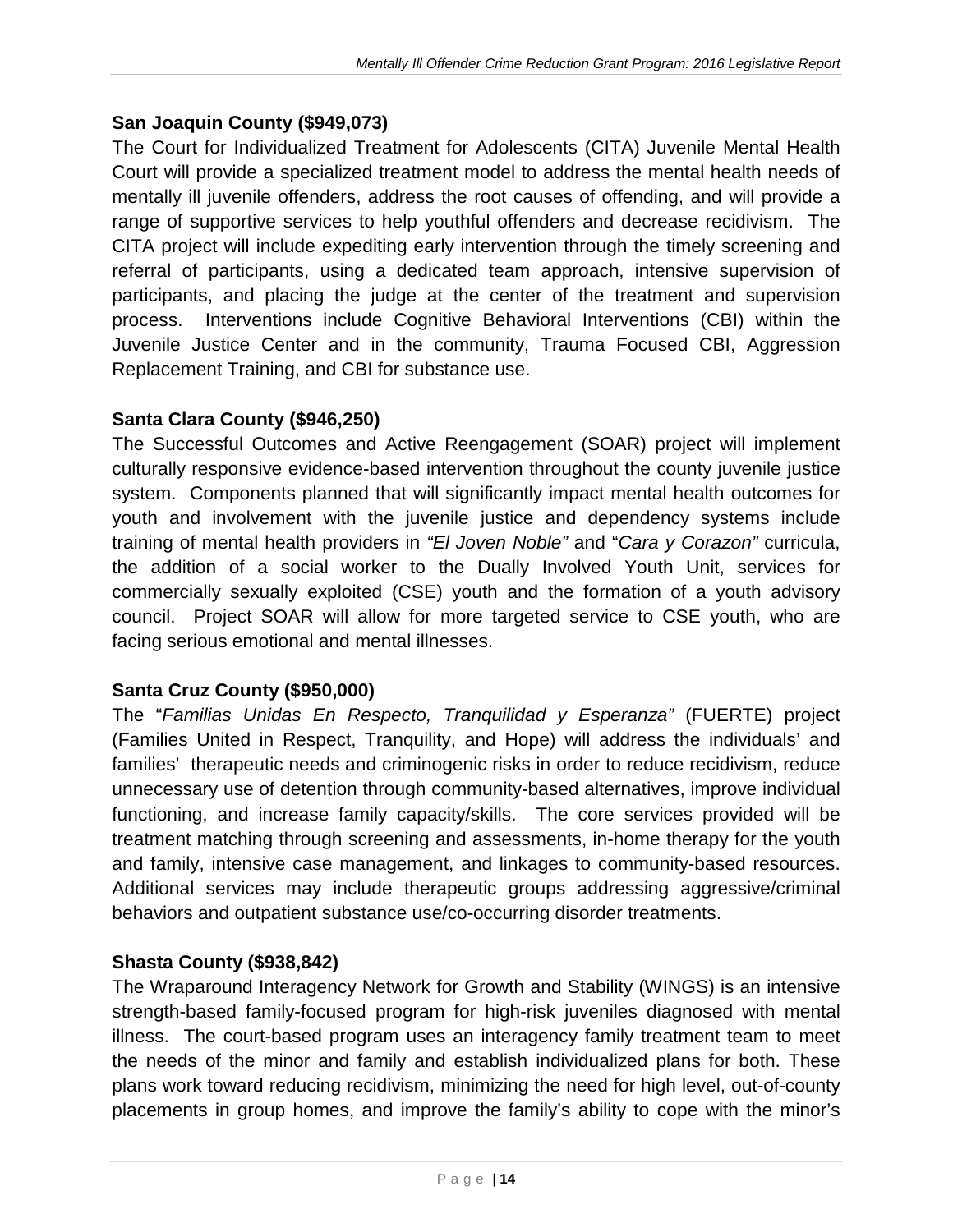**San Joaquin County ($949,073)**

The Court for Individualized Treatment for Adolescents (CITA) Juvenile Mental Health Court will provide a specialized treatment model to address the mental health needs of mentally ill juvenile offenders, address the root causes of offending, and will provide a range of supportive services to help youthful offenders and decrease recidivism. The CITA project will include expediting early intervention through the timely screening and referral of participants, using a dedicated team approach, intensive supervision of participants, and placing the judge at the center of the treatment and supervision process. Interventions include Cognitive Behavioral Interventions (CBI) within the Juvenile Justice Center and in the community, Trauma Focused CBI, Aggression Replacement Training, and CBI for substance use.

**Santa Clara County ($946,250)**

The Successful Outcomes and Active Reengagement (SOAR) project will implement culturally responsive evidence-based intervention throughout the county juvenile justice system. Components planned that will significantly impact mental health outcomes for youth and involvement with the juvenile justice and dependency systems include training of mental health providers in *"El Joven Noble"* and "*Cara y Corazon"* curricula, the addition of a social worker to the Dually Involved Youth Unit, services for commercially sexually exploited (CSE) youth and the formation of a youth advisory council. Project SOAR will allow for more targeted service to CSE youth, who are facing serious emotional and mental illnesses.

**Santa Cruz County ($950,000)**

The "*Familias Unidas En Respecto, Tranquilidad y Esperanza"* (FUERTE) project (Families United in Respect, Tranquility, and Hope) will address the individuals' and families' therapeutic needs and criminogenic risks in order to reduce recidivism, reduce unnecessary use of detention through community-based alternatives, improve individual functioning, and increase family capacity/skills. The core services provided will be treatment matching through screening and assessments, in-home therapy for the youth and family, intensive case management, and linkages to community-based resources. Additional services may include therapeutic groups addressing aggressive/criminal behaviors and outpatient substance use/co-occurring disorder treatments.

**Shasta County ($938,842)**

The Wraparound Interagency Network for Growth and Stability (WINGS) is an intensive strength-based family-focused program for high-risk juveniles diagnosed with mental illness. The court-based program uses an interagency family treatment team to meet the needs of the minor and family and establish individualized plans for both. These plans work toward reducing recidivism, minimizing the need for high level, out-of-county placements in group homes, and improve the family's ability to cope with the minor's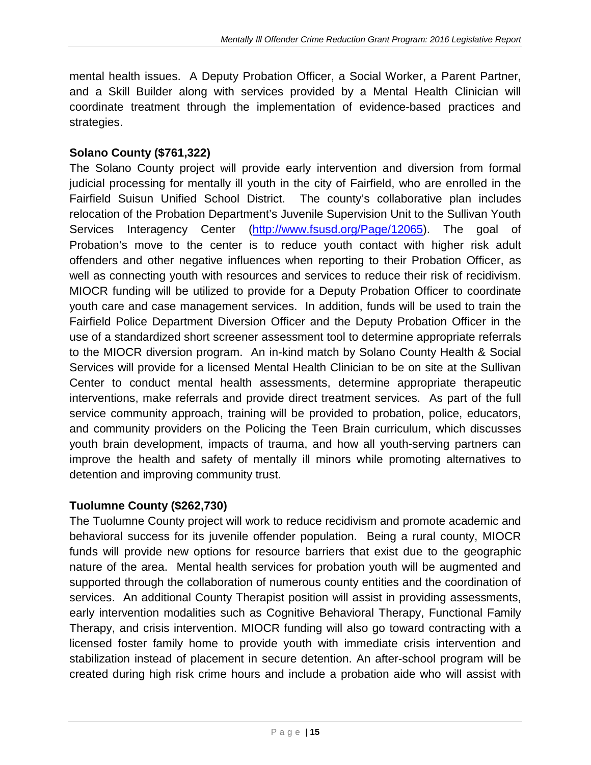mental health issues. A Deputy Probation Officer, a Social Worker, a Parent Partner, and a Skill Builder along with services provided by a Mental Health Clinician will coordinate treatment through the implementation of evidence-based practices and strategies.

**Solano County ($761,322)**

The Solano County project will provide early intervention and diversion from formal judicial processing for mentally ill youth in the city of Fairfield, who are enrolled in the Fairfield Suisun Unified School District. The county's collaborative plan includes relocation of the Probation Department's Juvenile Supervision Unit to the Sullivan Youth Services Interagency Center ([http://www.fsusd.org/Page/12065](http://www.fsusd.org/Page/12065)). The goal of Probation's move to the center is to reduce youth contact with higher risk adult offenders and other negative influences when reporting to their Probation Officer, as well as connecting youth with resources and services to reduce their risk of recidivism. MIOCR funding will be utilized to provide for a Deputy Probation Officer to coordinate youth care and case management services. In addition, funds will be used to train the Fairfield Police Department Diversion Officer and the Deputy Probation Officer in the use of a standardized short screener assessment tool to determine appropriate referrals to the MIOCR diversion program. An in-kind match by Solano County Health & Social Services will provide for a licensed Mental Health Clinician to be on site at the Sullivan Center to conduct mental health assessments, determine appropriate therapeutic interventions, make referrals and provide direct treatment services. As part of the full service community approach, training will be provided to probation, police, educators, and community providers on the Policing the Teen Brain curriculum, which discusses youth brain development, impacts of trauma, and how all youth-serving partners can improve the health and safety of mentally ill minors while promoting alternatives to detention and improving community trust.

**Tuolumne County ($262,730)**

The Tuolumne County project will work to reduce recidivism and promote academic and behavioral success for its juvenile offender population. Being a rural county, MIOCR funds will provide new options for resource barriers that exist due to the geographic nature of the area. Mental health services for probation youth will be augmented and supported through the collaboration of numerous county entities and the coordination of services. An additional County Therapist position will assist in providing assessments, early intervention modalities such as Cognitive Behavioral Therapy, Functional Family Therapy, and crisis intervention. MIOCR funding will also go toward contracting with a licensed foster family home to provide youth with immediate crisis intervention and stabilization instead of placement in secure detention. An after-school program will be created during high risk crime hours and include a probation aide who will assist with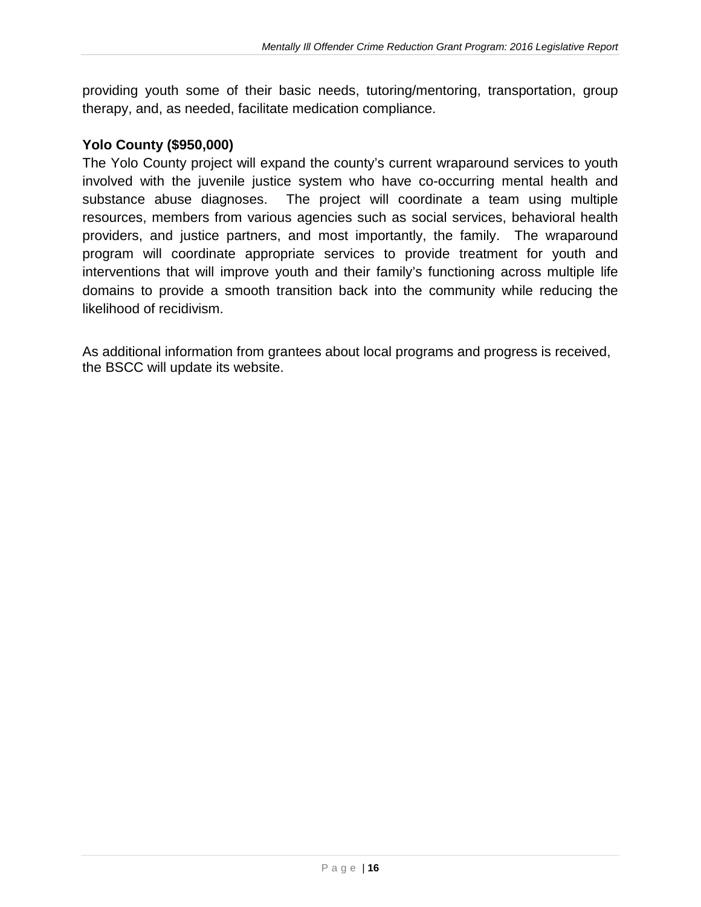providing youth some of their basic needs, tutoring/mentoring, transportation, group therapy, and, as needed, facilitate medication compliance.

**Yolo County ($950,000)**

The Yolo County project will expand the county's current wraparound services to youth involved with the juvenile justice system who have co-occurring mental health and substance abuse diagnoses. The project will coordinate a team using multiple resources, members from various agencies such as social services, behavioral health providers, and justice partners, and most importantly, the family. The wraparound program will coordinate appropriate services to provide treatment for youth and interventions that will improve youth and their family's functioning across multiple life domains to provide a smooth transition back into the community while reducing the likelihood of recidivism.

As additional information from grantees about local programs and progress is received, the BSCC will update its website.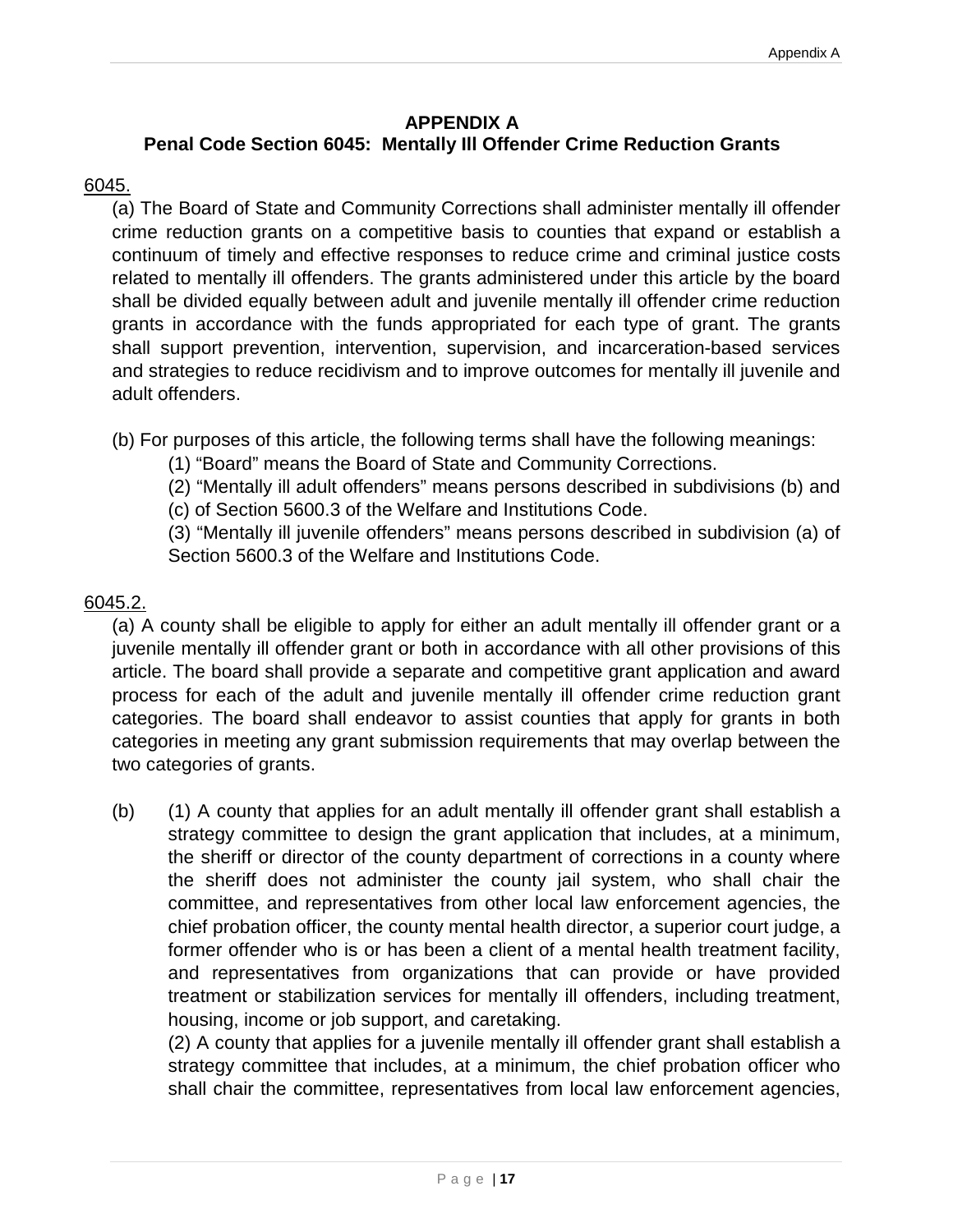# APPENDIX A

## Penal Code Section 6045: Mentally Ill Offender Crime Reduction Grants

6045.

(a) The Board of State and Community Corrections shall administer mentally ill offender crime reduction grants on a competitive basis to counties that expand or establish a continuum of timely and effective responses to reduce crime and criminal justice costs related to mentally ill offenders. The grants administered under this article by the board shall be divided equally between adult and juvenile mentally ill offender crime reduction grants in accordance with the funds appropriated for each type of grant. The grants shall support prevention, intervention, supervision, and incarceration-based services and strategies to reduce recidivism and to improve outcomes for mentally ill juvenile and adult offenders.

(b) For purposes of this article, the following terms shall have the following meanings:

(1) "Board" means the Board of State and Community Corrections.

(2) "Mentally ill adult offenders" means persons described in subdivisions (b) and (c) of Section 5600.3 of the Welfare and Institutions Code.

(3) "Mentally ill juvenile offenders" means persons described in subdivision (a) of Section 5600.3 of the Welfare and Institutions Code.

6045.2.

(a) A county shall be eligible to apply for either an adult mentally ill offender grant or a juvenile mentally ill offender grant or both in accordance with all other provisions of this article. The board shall provide a separate and competitive grant application and award process for each of the adult and juvenile mentally ill offender crime reduction grant categories. The board shall endeavor to assist counties that apply for grants in both categories in meeting any grant submission requirements that may overlap between the two categories of grants.

(b) (1) A county that applies for an adult mentally ill offender grant shall establish a strategy committee to design the grant application that includes, at a minimum, the sheriff or director of the county department of corrections in a county where the sheriff does not administer the county jail system, who shall chair the committee, and representatives from other local law enforcement agencies, the chief probation officer, the county mental health director, a superior court judge, a former offender who is or has been a client of a mental health treatment facility, and representatives from organizations that can provide or have provided treatment or stabilization services for mentally ill offenders, including treatment, housing, income or job support, and caretaking.

(2) A county that applies for a juvenile mentally ill offender grant shall establish a strategy committee that includes, at a minimum, the chief probation officer who shall chair the committee, representatives from local law enforcement agencies,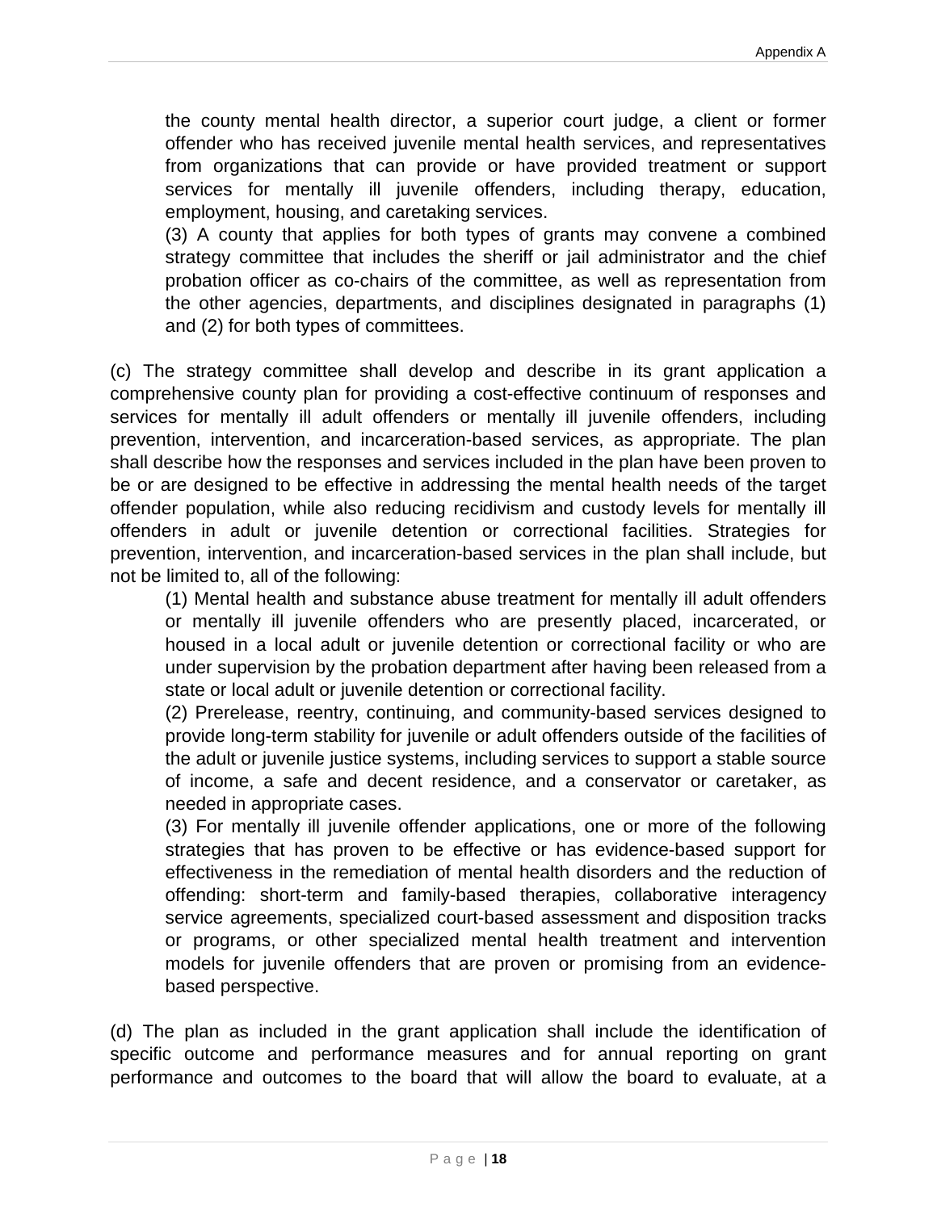the county mental health director, a superior court judge, a client or former offender who has received juvenile mental health services, and representatives from organizations that can provide or have provided treatment or support services for mentally ill juvenile offenders, including therapy, education, employment, housing, and caretaking services.

(3) A county that applies for both types of grants may convene a combined strategy committee that includes the sheriff or jail administrator and the chief probation officer as co-chairs of the committee, as well as representation from the other agencies, departments, and disciplines designated in paragraphs (1) and (2) for both types of committees.

(c) The strategy committee shall develop and describe in its grant application a comprehensive county plan for providing a cost-effective continuum of responses and services for mentally ill adult offenders or mentally ill juvenile offenders, including prevention, intervention, and incarceration-based services, as appropriate. The plan shall describe how the responses and services included in the plan have been proven to be or are designed to be effective in addressing the mental health needs of the target offender population, while also reducing recidivism and custody levels for mentally ill offenders in adult or juvenile detention or correctional facilities. Strategies for prevention, intervention, and incarceration-based services in the plan shall include, but not be limited to, all of the following:

(1) Mental health and substance abuse treatment for mentally ill adult offenders or mentally ill juvenile offenders who are presently placed, incarcerated, or housed in a local adult or juvenile detention or correctional facility or who are under supervision by the probation department after having been released from a state or local adult or juvenile detention or correctional facility.

(2) Prerelease, reentry, continuing, and community-based services designed to provide long-term stability for juvenile or adult offenders outside of the facilities of the adult or juvenile justice systems, including services to support a stable source of income, a safe and decent residence, and a conservator or caretaker, as needed in appropriate cases.

(3) For mentally ill juvenile offender applications, one or more of the following strategies that has proven to be effective or has evidence-based support for effectiveness in the remediation of mental health disorders and the reduction of offending: short-term and family-based therapies, collaborative interagency service agreements, specialized court-based assessment and disposition tracks or programs, or other specialized mental health treatment and intervention models for juvenile offenders that are proven or promising from an evidence-based perspective.

(d) The plan as included in the grant application shall include the identification of specific outcome and performance measures and for annual reporting on grant performance and outcomes to the board that will allow the board to evaluate, at a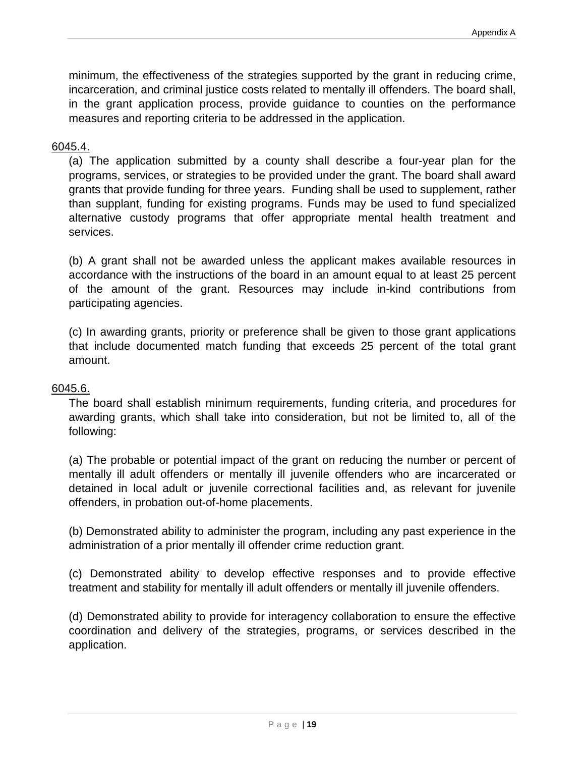minimum, the effectiveness of the strategies supported by the grant in reducing crime, incarceration, and criminal justice costs related to mentally ill offenders. The board shall, in the grant application process, provide guidance to counties on the performance measures and reporting criteria to be addressed in the application.

6045.4.

(a) The application submitted by a county shall describe a four-year plan for the programs, services, or strategies to be provided under the grant. The board shall award grants that provide funding for three years. Funding shall be used to supplement, rather than supplant, funding for existing programs. Funds may be used to fund specialized alternative custody programs that offer appropriate mental health treatment and services.

(b) A grant shall not be awarded unless the applicant makes available resources in accordance with the instructions of the board in an amount equal to at least 25 percent of the amount of the grant. Resources may include in-kind contributions from participating agencies.

(c) In awarding grants, priority or preference shall be given to those grant applications that include documented match funding that exceeds 25 percent of the total grant amount.

6045.6.

The board shall establish minimum requirements, funding criteria, and procedures for awarding grants, which shall take into consideration, but not be limited to, all of the following:

(a) The probable or potential impact of the grant on reducing the number or percent of mentally ill adult offenders or mentally ill juvenile offenders who are incarcerated or detained in local adult or juvenile correctional facilities and, as relevant for juvenile offenders, in probation out-of-home placements.

(b) Demonstrated ability to administer the program, including any past experience in the administration of a prior mentally ill offender crime reduction grant.

(c) Demonstrated ability to develop effective responses and to provide effective treatment and stability for mentally ill adult offenders or mentally ill juvenile offenders.

(d) Demonstrated ability to provide for interagency collaboration to ensure the effective coordination and delivery of the strategies, programs, or services described in the application.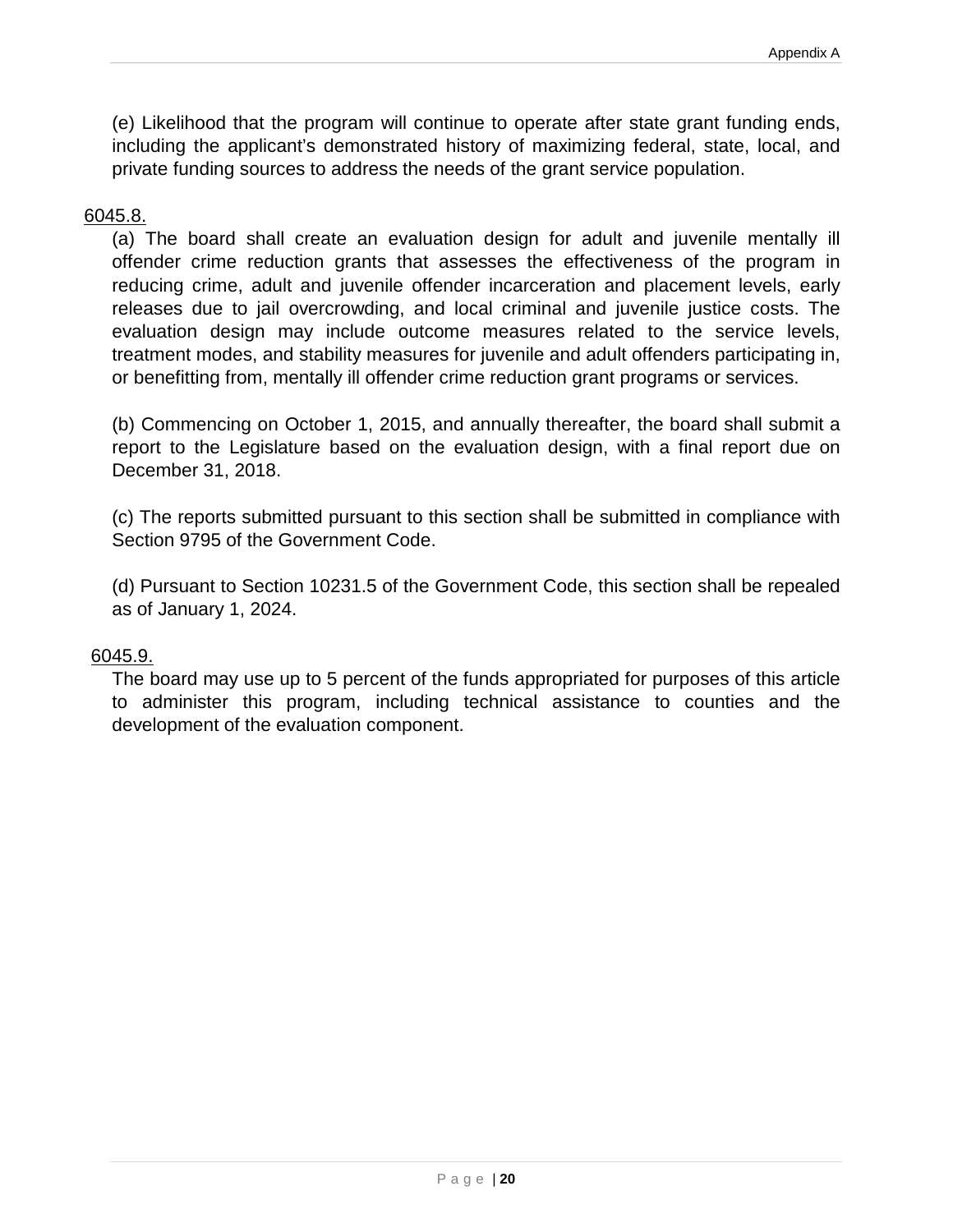(e) Likelihood that the program will continue to operate after state grant funding ends, including the applicant's demonstrated history of maximizing federal, state, local, and private funding sources to address the needs of the grant service population.

<u>6045.8.</u>

(a) The board shall create an evaluation design for adult and juvenile mentally ill offender crime reduction grants that assesses the effectiveness of the program in reducing crime, adult and juvenile offender incarceration and placement levels, early releases due to jail overcrowding, and local criminal and juvenile justice costs. The evaluation design may include outcome measures related to the service levels, treatment modes, and stability measures for juvenile and adult offenders participating in, or benefitting from, mentally ill offender crime reduction grant programs or services.

(b) Commencing on October 1, 2015, and annually thereafter, the board shall submit a report to the Legislature based on the evaluation design, with a final report due on December 31, 2018.

(c) The reports submitted pursuant to this section shall be submitted in compliance with Section 9795 of the Government Code.

(d) Pursuant to Section 10231.5 of the Government Code, this section shall be repealed as of January 1, 2024.

<u>6045.9.</u>

The board may use up to 5 percent of the funds appropriated for purposes of this article to administer this program, including technical assistance to counties and the development of the evaluation component.